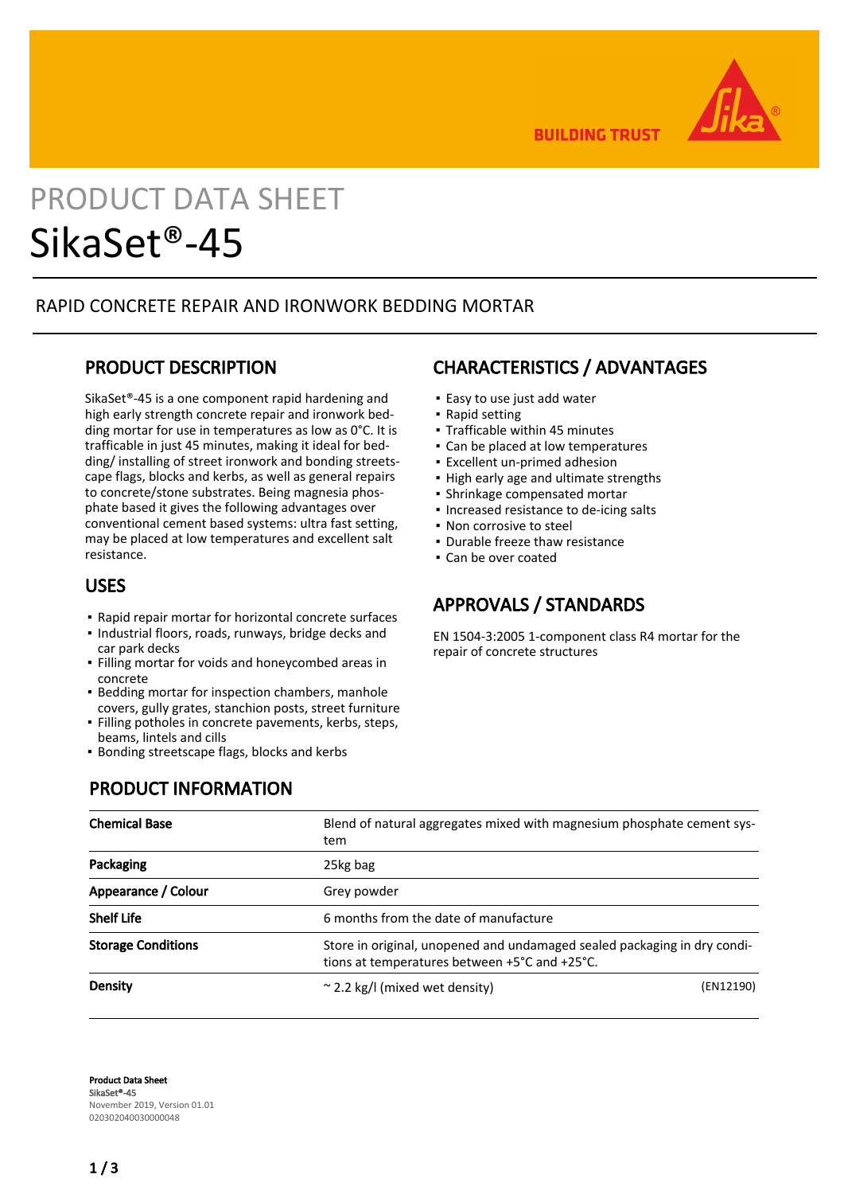# PRODUCT DATA SHEET
# SikaSet®-45

RAPID CONCRETE REPAIR AND IRONWORK BEDDING MORTAR

## PRODUCT DESCRIPTION

SikaSet®-45 is a one component rapid hardening and high early strength concrete repair and ironwork bedding mortar for use in temperatures as low as 0°C. It is trafficable in just 45 minutes, making it ideal for bedding/ installing of street ironwork and bonding streetscape flags, blocks and kerbs, as well as general repairs to concrete/stone substrates. Being magnesia phosphate based it gives the following advantages over conventional cement based systems: ultra fast setting, may be placed at low temperatures and excellent salt resistance.

## USES

- Rapid repair mortar for horizontal concrete surfaces
- Industrial floors, roads, runways, bridge decks and car park decks
- Filling mortar for voids and honeycombed areas in concrete
- Bedding mortar for inspection chambers, manhole covers, gully grates, stanchion posts, street furniture
- Filling potholes in concrete pavements, kerbs, steps, beams, lintels and cills
- Bonding streetscape flags, blocks and kerbs

## CHARACTERISTICS / ADVANTAGES

- Easy to use just add water
- Rapid setting
- Trafficable within 45 minutes
- Can be placed at low temperatures
- Excellent un-primed adhesion
- High early age and ultimate strengths
- Shrinkage compensated mortar
- Increased resistance to de-icing salts
- Non corrosive to steel
- Durable freeze thaw resistance
- Can be over coated

## APPROVALS / STANDARDS

EN 1504-3:2005 1-component class R4 mortar for the repair of concrete structures

## PRODUCT INFORMATION

| | | |
|---|---|---|
| **Chemical Base** | Blend of natural aggregates mixed with magnesium phosphate cement system | |
| **Packaging** | 25kg bag | |
| **Appearance / Colour** | Grey powder | |
| **Shelf Life** | 6 months from the date of manufacture | |
| **Storage Conditions** | Store in original, unopened and undamaged sealed packaging in dry conditions at temperatures between +5°C and +25°C. | |
| **Density** | ~ 2.2 kg/l (mixed wet density) | (EN12190) |

**Product Data Sheet**
**SikaSet®-45**
November 2019, Version 01.01
020302040030000048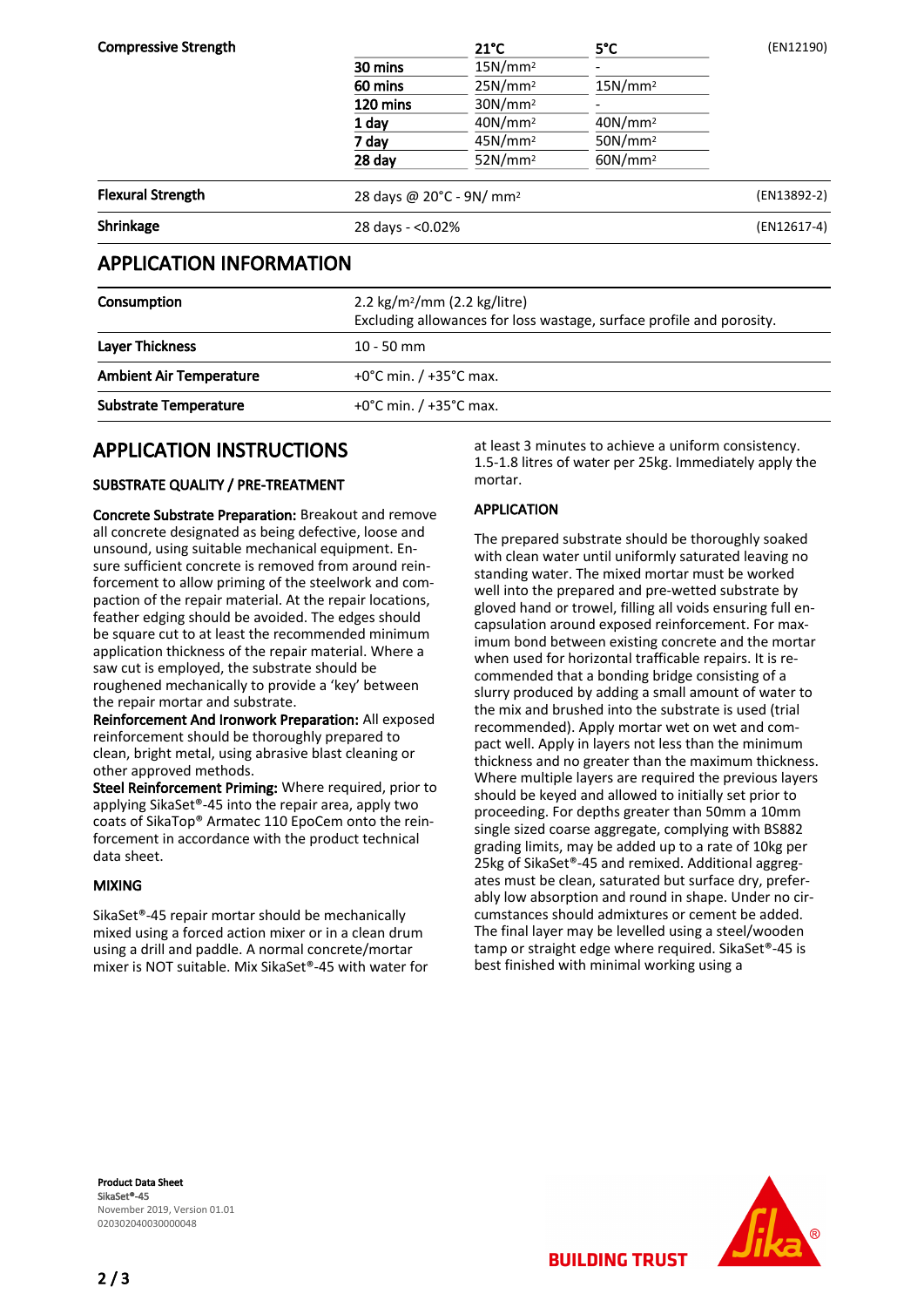| Compressive Strength | | 21°C | 5°C | (EN12190) |
|---|---|---|---|---|
| | 30 mins | 15N/mm² | - | |
| | 60 mins | 25N/mm² | 15N/mm² | |
| | 120 mins | 30N/mm² | - | |
| | 1 day | 40N/mm² | 40N/mm² | |
| | 7 day | 45N/mm² | 50N/mm² | |
| | 28 day | 52N/mm² | 60N/mm² | |

| | | |
|---|---|---|
| **Flexural Strength** | 28 days @ 20°C - 9N/ mm² | (EN13892-2) |
| **Shrinkage** | 28 days - <0.02% | (EN12617-4) |

## APPLICATION INFORMATION

| | |
|---|---|
| **Consumption** | 2.2 kg/m²/mm (2.2 kg/litre)<br>Excluding allowances for loss wastage, surface profile and porosity. |
| **Layer Thickness** | 10 - 50 mm |
| **Ambient Air Temperature** | +0°C min. / +35°C max. |
| **Substrate Temperature** | +0°C min. / +35°C max. |

## APPLICATION INSTRUCTIONS

### SUBSTRATE QUALITY / PRE-TREATMENT

**Concrete Substrate Preparation:** Breakout and remove all concrete designated as being defective, loose and unsound, using suitable mechanical equipment. Ensure sufficient concrete is removed from around reinforcement to allow priming of the steelwork and compaction of the repair material. At the repair locations, feather edging should be avoided. The edges should be square cut to at least the recommended minimum application thickness of the repair material. Where a saw cut is employed, the substrate should be roughened mechanically to provide a 'key' between the repair mortar and substrate.
**Reinforcement And Ironwork Preparation:** All exposed reinforcement should be thoroughly prepared to clean, bright metal, using abrasive blast cleaning or other approved methods.
**Steel Reinforcement Priming:** Where required, prior to applying SikaSet®-45 into the repair area, apply two coats of SikaTop® Armatec 110 EpoCem onto the reinforcement in accordance with the product technical data sheet.

### MIXING

SikaSet®-45 repair mortar should be mechanically mixed using a forced action mixer or in a clean drum using a drill and paddle. A normal concrete/mortar mixer is NOT suitable. Mix SikaSet®-45 with water for at least 3 minutes to achieve a uniform consistency. 1.5-1.8 litres of water per 25kg. Immediately apply the mortar.

### APPLICATION

The prepared substrate should be thoroughly soaked with clean water until uniformly saturated leaving no standing water. The mixed mortar must be worked well into the prepared and pre-wetted substrate by gloved hand or trowel, filling all voids ensuring full encapsulation around exposed reinforcement. For maximum bond between existing concrete and the mortar when used for horizontal trafficable repairs. It is recommended that a bonding bridge consisting of a slurry produced by adding a small amount of water to the mix and brushed into the substrate is used (trial recommended). Apply mortar wet on wet and compact well. Apply in layers not less than the minimum thickness and no greater than the maximum thickness. Where multiple layers are required the previous layers should be keyed and allowed to initially set prior to proceeding. For depths greater than 50mm a 10mm single sized coarse aggregate, complying with BS882 grading limits, may be added up to a rate of 10kg per 25kg of SikaSet®-45 and remixed. Additional aggregates must be clean, saturated but surface dry, preferably low absorption and round in shape. Under no circumstances should admixtures or cement be added. The final layer may be levelled using a steel/wooden tamp or straight edge where required. SikaSet®-45 is best finished with minimal working using a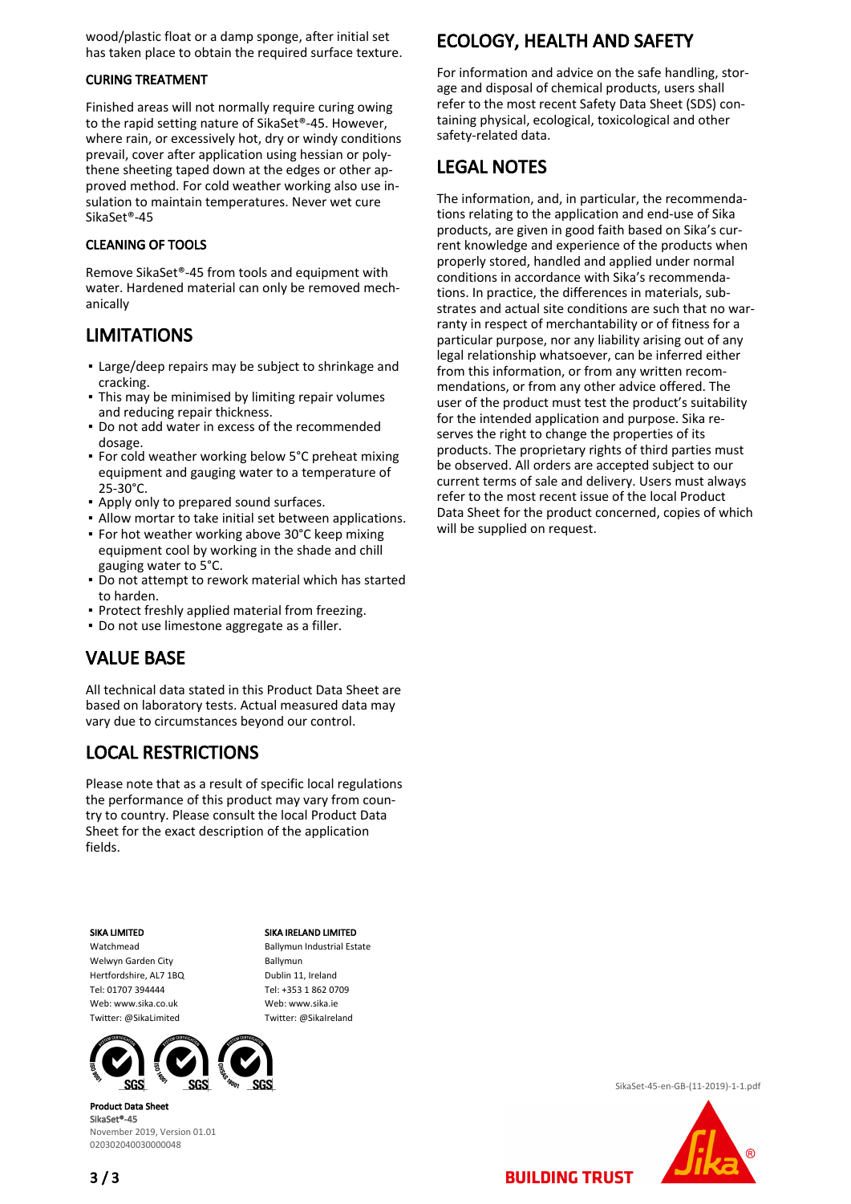wood/plastic float or a damp sponge, after initial set has taken place to obtain the required surface texture.

### CURING TREATMENT

Finished areas will not normally require curing owing to the rapid setting nature of SikaSet®-45. However, where rain, or excessively hot, dry or windy conditions prevail, cover after application using hessian or polythene sheeting taped down at the edges or other approved method. For cold weather working also use insulation to maintain temperatures. Never wet cure SikaSet®-45

### CLEANING OF TOOLS

Remove SikaSet®-45 from tools and equipment with water. Hardened material can only be removed mechanically

## LIMITATIONS

- Large/deep repairs may be subject to shrinkage and cracking.
- This may be minimised by limiting repair volumes and reducing repair thickness.
- Do not add water in excess of the recommended dosage.
- For cold weather working below 5°C preheat mixing equipment and gauging water to a temperature of 25-30°C.
- Apply only to prepared sound surfaces.
- Allow mortar to take initial set between applications.
- For hot weather working above 30°C keep mixing equipment cool by working in the shade and chill gauging water to 5°C.
- Do not attempt to rework material which has started to harden.
- Protect freshly applied material from freezing.
- Do not use limestone aggregate as a filler.

## VALUE BASE

All technical data stated in this Product Data Sheet are based on laboratory tests. Actual measured data may vary due to circumstances beyond our control.

## LOCAL RESTRICTIONS

Please note that as a result of specific local regulations the performance of this product may vary from country to country. Please consult the local Product Data Sheet for the exact description of the application fields.

## ECOLOGY, HEALTH AND SAFETY

For information and advice on the safe handling, storage and disposal of chemical products, users shall refer to the most recent Safety Data Sheet (SDS) containing physical, ecological, toxicological and other safety-related data.

## LEGAL NOTES

The information, and, in particular, the recommendations relating to the application and end-use of Sika products, are given in good faith based on Sika's current knowledge and experience of the products when properly stored, handled and applied under normal conditions in accordance with Sika's recommendations. In practice, the differences in materials, substrates and actual site conditions are such that no warranty in respect of merchantability or of fitness for a particular purpose, nor any liability arising out of any legal relationship whatsoever, can be inferred either from this information, or from any written recommendations, or from any other advice offered. The user of the product must test the product's suitability for the intended application and purpose. Sika reserves the right to change the properties of its products. The proprietary rights of third parties must be observed. All orders are accepted subject to our current terms of sale and delivery. Users must always refer to the most recent issue of the local Product Data Sheet for the product concerned, copies of which will be supplied on request.

**SIKA LIMITED**
Watchmead
Welwyn Garden City
Hertfordshire, AL7 1BQ
Tel: 01707 394444
Web: www.sika.co.uk
Twitter: @SikaLimited

**SIKA IRELAND LIMITED**
Ballymun Industrial Estate
Ballymun
Dublin 11, Ireland
Tel: +353 1 862 0709
Web: www.sika.ie
Twitter: @SikaIreland

**Product Data Sheet**
**SikaSet®-45**
November 2019, Version 01.01
020302040030000048

SikaSet-45-en-GB-(11-2019)-1-1.pdf

BUILDING TRUST